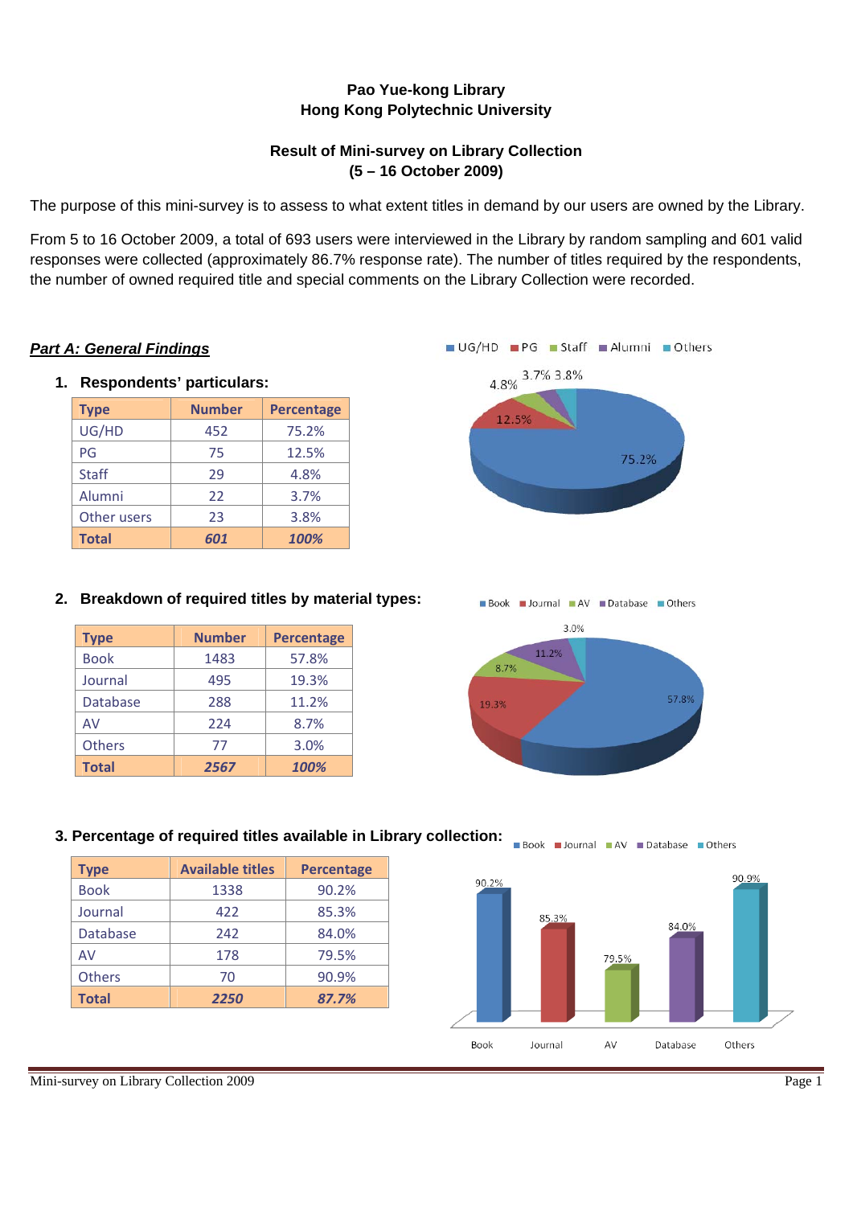**Pao Yue-kong Library**
**Hong Kong Polytechnic University**

**Result of Mini-survey on Library Collection**
**(5 – 16 October 2009)**

The purpose of this mini-survey is to assess to what extent titles in demand by our users are owned by the Library.

From 5 to 16 October 2009, a total of 693 users were interviewed in the Library by random sampling and 601 valid responses were collected (approximately 86.7% response rate). The number of titles required by the respondents, the number of owned required title and special comments on the Library Collection were recorded.

## *Part A: General Findings*

### 1. Respondents' particulars:

| Type | Number | Percentage |
|---|---|---|
| UG/HD | 452 | 75.2% |
| PG | 75 | 12.5% |
| Staff | 29 | 4.8% |
| Alumni | 22 | 3.7% |
| Other users | 23 | 3.8% |
| **Total** | ***601*** | ***100%*** |

UG/HD, PG, Staff, Alumni, Others

75.2%, 12.5%, 4.8%, 3.7%, 3.8%

### 2. Breakdown of required titles by material types:

| Type | Number | Percentage |
|---|---|---|
| Book | 1483 | 57.8% |
| Journal | 495 | 19.3% |
| Database | 288 | 11.2% |
| AV | 224 | 8.7% |
| Others | 77 | 3.0% |
| **Total** | ***2567*** | ***100%*** |

Book, Journal, AV, Database, Others

57.8%, 19.3%, 8.7%, 11.2%, 3.0%

### 3. Percentage of required titles available in Library collection:

| Type | Available titles | Percentage |
|---|---|---|
| Book | 1338 | 90.2% |
| Journal | 422 | 85.3% |
| Database | 242 | 84.0% |
| AV | 178 | 79.5% |
| Others | 70 | 90.9% |
| **Total** | ***2250*** | ***87.7%*** |

Book, Journal, AV, Database, Others

Book 90.2%, Journal 85.3%, AV 79.5%, Database 84.0%, Others 90.9%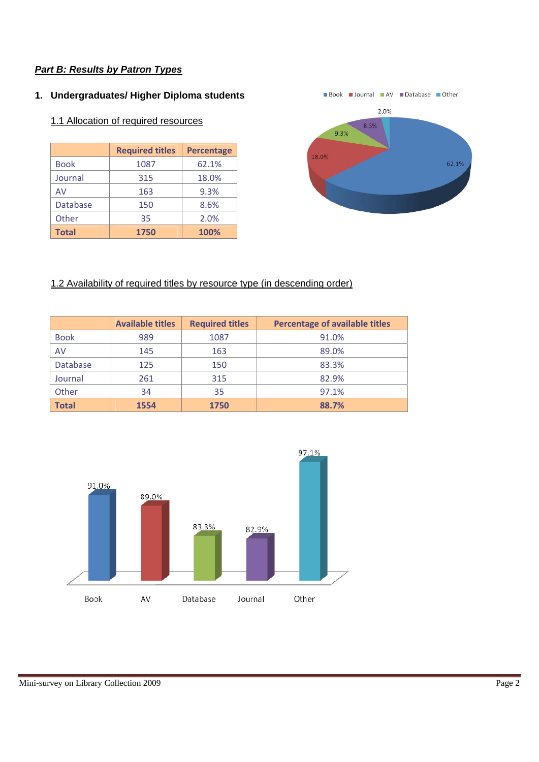## *Part B: Results by Patron Types*

### 1. Undergraduates/ Higher Diploma students

1.1 Allocation of required resources

| | Required titles | Percentage |
|---|---|---|
| Book | 1087 | 62.1% |
| Journal | 315 | 18.0% |
| AV | 163 | 9.3% |
| Database | 150 | 8.6% |
| Other | 35 | 2.0% |
| **Total** | **1750** | **100%** |

1.2 Availability of required titles by resource type (in descending order)

| | Available titles | Required titles | Percentage of available titles |
|---|---|---|---|
| Book | 989 | 1087 | 91.0% |
| AV | 145 | 163 | 89.0% |
| Database | 125 | 150 | 83.3% |
| Journal | 261 | 315 | 82.9% |
| Other | 34 | 35 | 97.1% |
| **Total** | **1554** | **1750** | **88.7%** |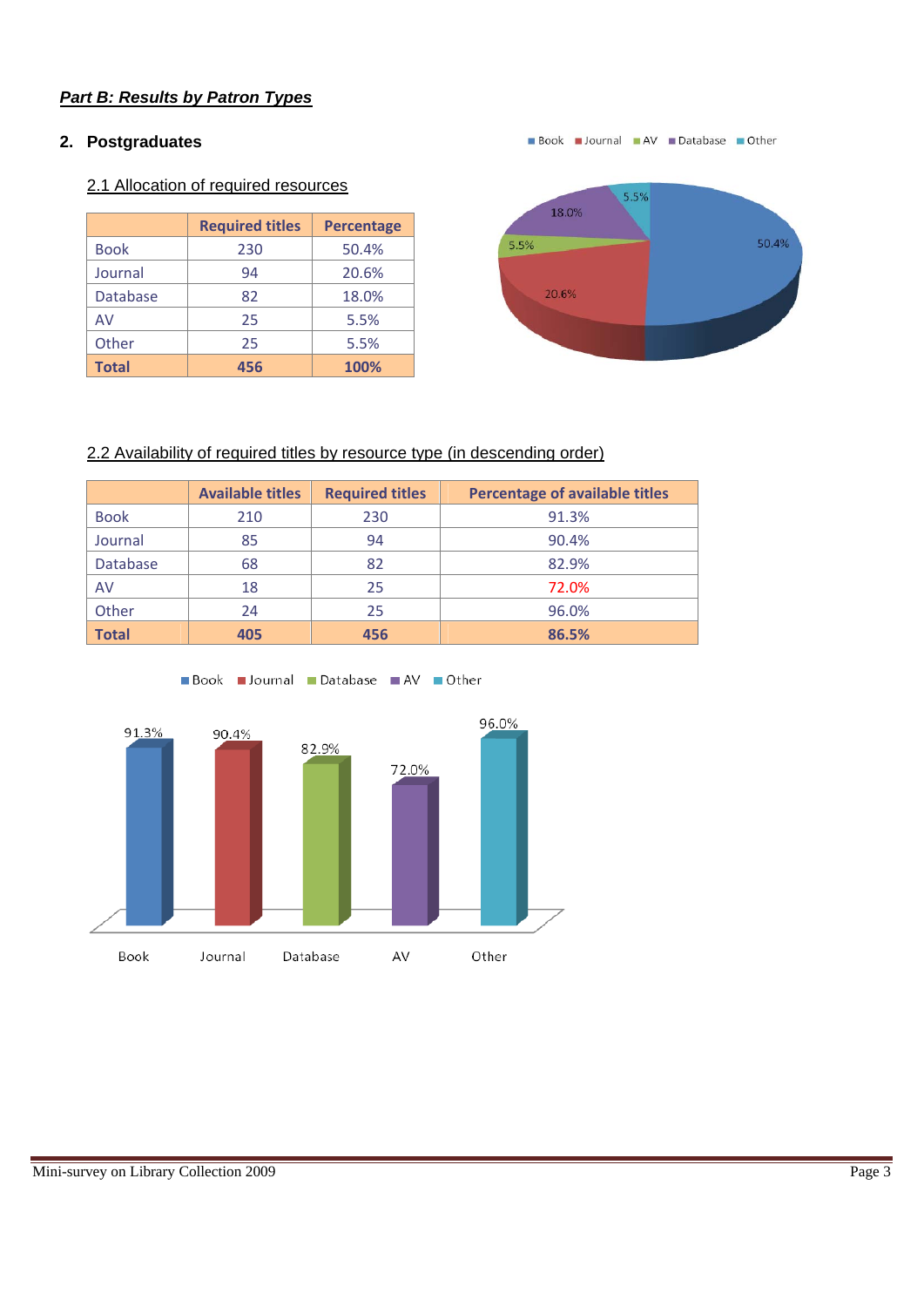***Part B: Results by Patron Types***

## 2. Postgraduates

### 2.1 Allocation of required resources

| | Required titles | Percentage |
|---|---|---|
| Book | 230 | 50.4% |
| Journal | 94 | 20.6% |
| Database | 82 | 18.0% |
| AV | 25 | 5.5% |
| Other | 25 | 5.5% |
| **Total** | **456** | **100%** |

### 2.2 Availability of required titles by resource type (in descending order)

| | Available titles | Required titles | Percentage of available titles |
|---|---|---|---|
| Book | 210 | 230 | 91.3% |
| Journal | 85 | 94 | 90.4% |
| Database | 68 | 82 | 82.9% |
| AV | 18 | 25 | 72.0% |
| Other | 24 | 25 | 96.0% |
| **Total** | **405** | **456** | **86.5%** |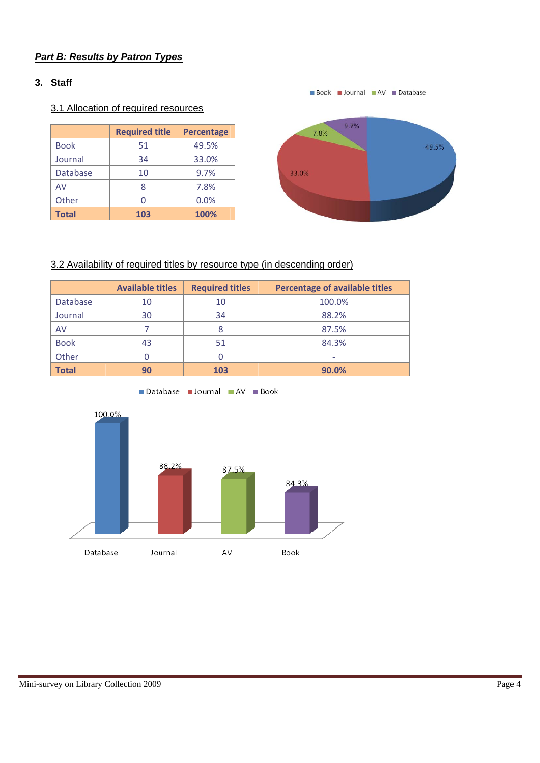***Part B: Results by Patron Types***

### 3. Staff

#### 3.1 Allocation of required resources

| | Required title | Percentage |
|---|---|---|
| Book | 51 | 49.5% |
| Journal | 34 | 33.0% |
| Database | 10 | 9.7% |
| AV | 8 | 7.8% |
| Other | 0 | 0.0% |
| **Total** | **103** | **100%** |

#### 3.2 Availability of required titles by resource type (in descending order)

| | Available titles | Required titles | Percentage of available titles |
|---|---|---|---|
| Database | 10 | 10 | 100.0% |
| Journal | 30 | 34 | 88.2% |
| AV | 7 | 8 | 87.5% |
| Book | 43 | 51 | 84.3% |
| Other | 0 | 0 | - |
| **Total** | **90** | **103** | **90.0%** |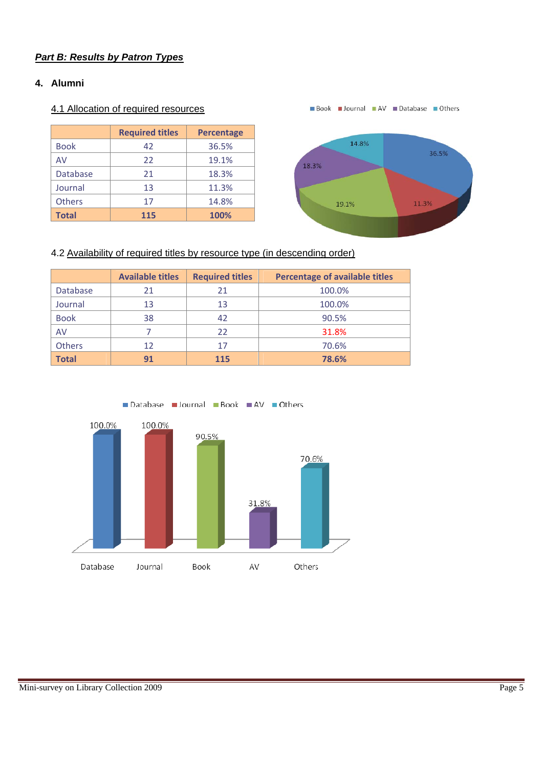***Part B: Results by Patron Types***

## 4. Alumni

### 4.1 Allocation of required resources

| | Required titles | Percentage |
|---|---|---|
| Book | 42 | 36.5% |
| AV | 22 | 19.1% |
| Database | 21 | 18.3% |
| Journal | 13 | 11.3% |
| Others | 17 | 14.8% |
| **Total** | **115** | **100%** |

### 4.2 Availability of required titles by resource type (in descending order)

| | Available titles | Required titles | Percentage of available titles |
|---|---|---|---|
| Database | 21 | 21 | 100.0% |
| Journal | 13 | 13 | 100.0% |
| Book | 38 | 42 | 90.5% |
| AV | 7 | 22 | 31.8% |
| Others | 12 | 17 | 70.6% |
| **Total** | **91** | **115** | **78.6%** |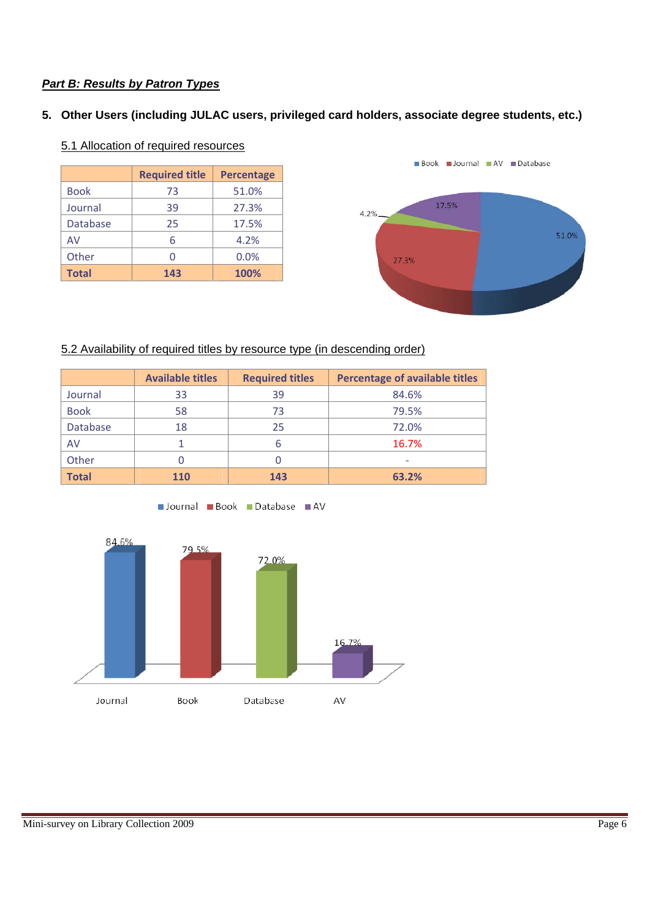***Part B: Results by Patron Types***

## 5. Other Users (including JULAC users, privileged card holders, associate degree students, etc.)

### 5.1 Allocation of required resources

| | Required title | Percentage |
|---|---|---|
| Book | 73 | 51.0% |
| Journal | 39 | 27.3% |
| Database | 25 | 17.5% |
| AV | 6 | 4.2% |
| Other | 0 | 0.0% |
| **Total** | **143** | **100%** |

### 5.2 Availability of required titles by resource type (in descending order)

| | Available titles | Required titles | Percentage of available titles |
|---|---|---|---|
| Journal | 33 | 39 | 84.6% |
| Book | 58 | 73 | 79.5% |
| Database | 18 | 25 | 72.0% |
| AV | 1 | 6 | 16.7% |
| Other | 0 | 0 | - |
| **Total** | **110** | **143** | **63.2%** |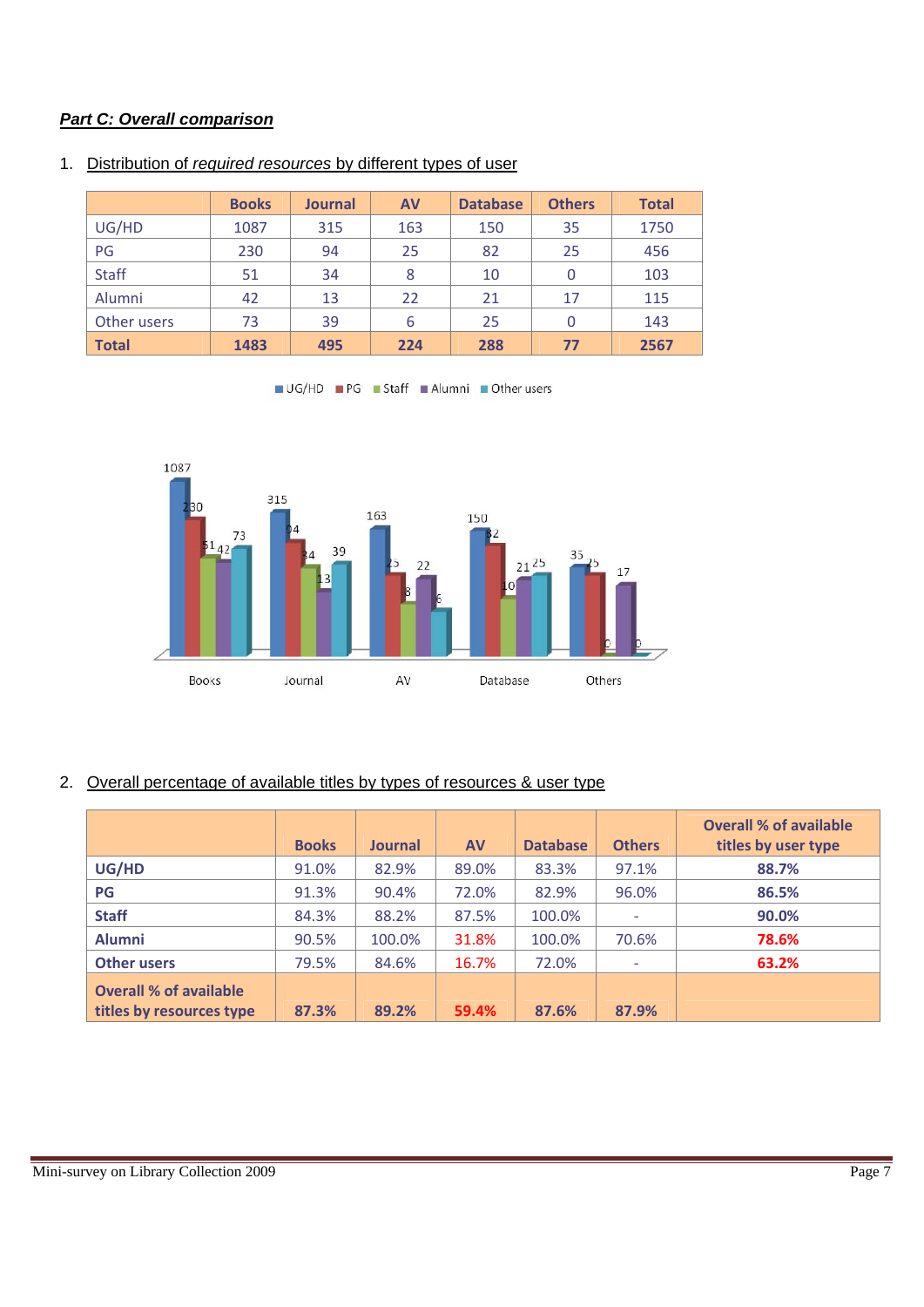***Part C: Overall comparison***

1. Distribution of *required resources* by different types of user

|  | Books | Journal | AV | Database | Others | Total |
|---|---|---|---|---|---|---|
| UG/HD | 1087 | 315 | 163 | 150 | 35 | 1750 |
| PG | 230 | 94 | 25 | 82 | 25 | 456 |
| Staff | 51 | 34 | 8 | 10 | 0 | 103 |
| Alumni | 42 | 13 | 22 | 21 | 17 | 115 |
| Other users | 73 | 39 | 6 | 25 | 0 | 143 |
| **Total** | **1483** | **495** | **224** | **288** | **77** | **2567** |

2. Overall percentage of available titles by types of resources & user type

|  | Books | Journal | AV | Database | Others | Overall % of available titles by user type |
|---|---|---|---|---|---|---|
| **UG/HD** | 91.0% | 82.9% | 89.0% | 83.3% | 97.1% | **88.7%** |
| **PG** | 91.3% | 90.4% | 72.0% | 82.9% | 96.0% | **86.5%** |
| **Staff** | 84.3% | 88.2% | 87.5% | 100.0% | - | **90.0%** |
| **Alumni** | 90.5% | 100.0% | 31.8% | 100.0% | 70.6% | **78.6%** |
| **Other users** | 79.5% | 84.6% | 16.7% | 72.0% | - | **63.2%** |
| **Overall % of available titles by resources type** | **87.3%** | **89.2%** | **59.4%** | **87.6%** | **87.9%** |  |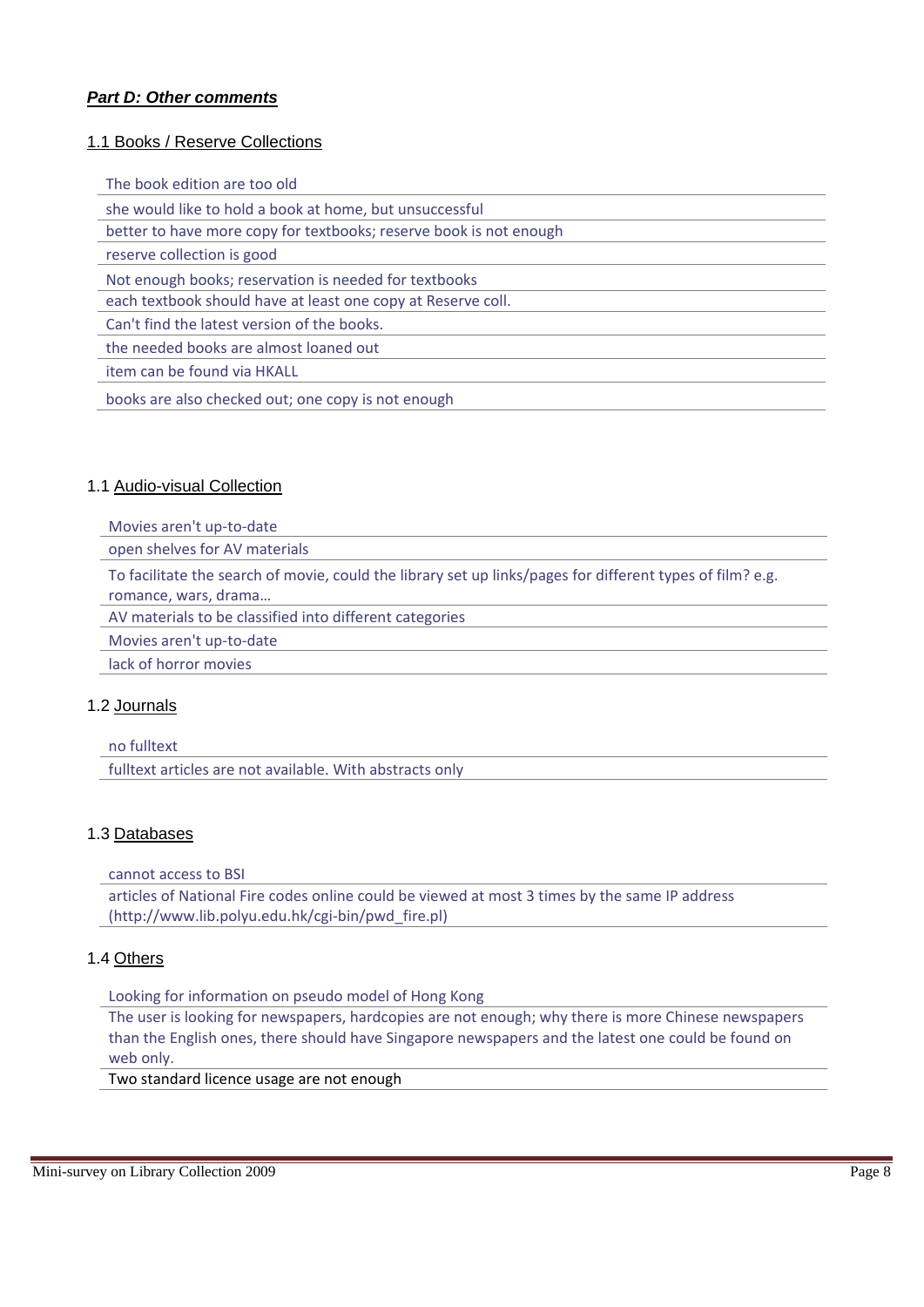## *Part D: Other comments*

### 1.1 Books / Reserve Collections

| |
|---|
| The book edition are too old |
| she would like to hold a book at home, but unsuccessful |
| better to have more copy for textbooks; reserve book is not enough |
| reserve collection is good |
| Not enough books; reservation is needed for textbooks |
| each textbook should have at least one copy at Reserve coll. |
| Can't find the latest version of the books. |
| the needed books are almost loaned out |
| item can be found via HKALL |
| books are also checked out; one copy is not enough |

### 1.1 Audio-visual Collection

| |
|---|
| Movies aren't up-to-date |
| open shelves for AV materials |
| To facilitate the search of movie, could the library set up links/pages for different types of film? e.g. romance, wars, drama… |
| AV materials to be classified into different categories |
| Movies aren't up-to-date |
| lack of horror movies |

### 1.2 Journals

| |
|---|
| no fulltext |
| fulltext articles are not available. With abstracts only |

### 1.3 Databases

| |
|---|
| cannot access to BSI |
| articles of National Fire codes online could be viewed at most 3 times by the same IP address (http://www.lib.polyu.edu.hk/cgi-bin/pwd_fire.pl) |

### 1.4 Others

| |
|---|
| Looking for information on pseudo model of Hong Kong |
| The user is looking for newspapers, hardcopies are not enough; why there is more Chinese newspapers than the English ones, there should have Singapore newspapers and the latest one could be found on web only. |
| Two standard licence usage are not enough |